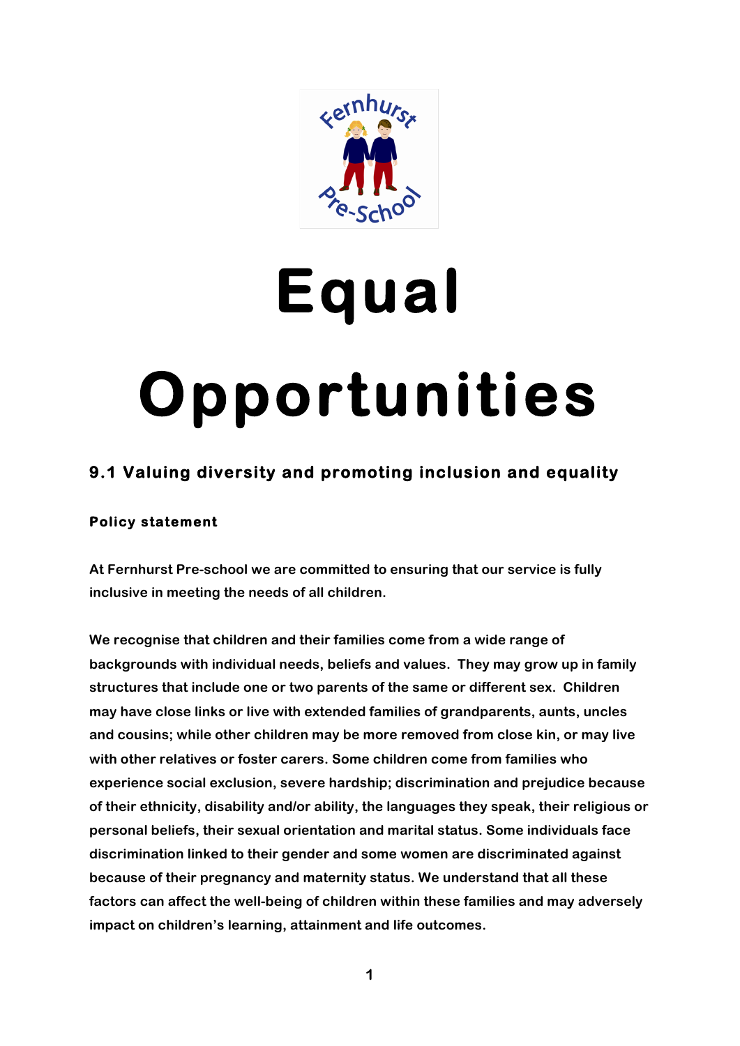# Equal Opportunities

## 9.1 Valuing diversity and promoting inclusion and equality

**Policy statement**

At Fernhurst Pre-school we are committed to ensuring that our service is fully inclusive in meeting the needs of all children.

We recognise that children and their families come from a wide range of backgrounds with individual needs, beliefs and values. They may grow up in family structures that include one or two parents of the same or different sex. Children may have close links or live with extended families of grandparents, aunts, uncles and cousins; while other children may be more removed from close kin, or may live with other relatives or foster carers. Some children come from families who experience social exclusion, severe hardship; discrimination and prejudice because of their ethnicity, disability and/or ability, the languages they speak, their religious or personal beliefs, their sexual orientation and marital status. Some individuals face discrimination linked to their gender and some women are discriminated against because of their pregnancy and maternity status. We understand that all these factors can affect the well-being of children within these families and may adversely impact on children's learning, attainment and life outcomes.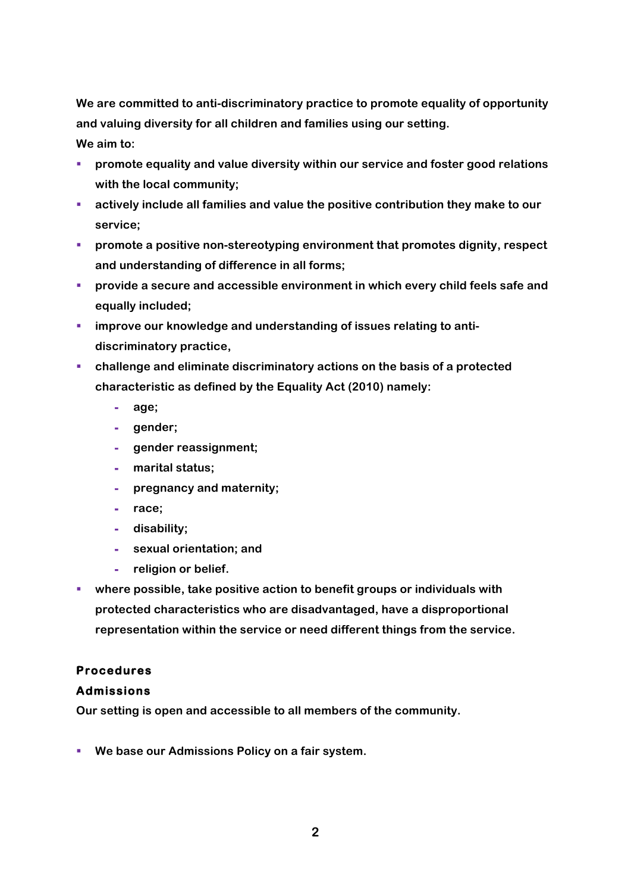**We are committed to anti-discriminatory practice to promote equality of opportunity and valuing diversity for all children and families using our setting.**

**We aim to:**

- **promote equality and value diversity within our service and foster good relations with the local community;**
- **actively include all families and value the positive contribution they make to our service;**
- **promote a positive non-stereotyping environment that promotes dignity, respect and understanding of difference in all forms;**
- **provide a secure and accessible environment in which every child feels safe and equally included;**
- **improve our knowledge and understanding of issues relating to anti-discriminatory practice,**
- **challenge and eliminate discriminatory actions on the basis of a protected characteristic as defined by the Equality Act (2010) namely:**
  - **age;**
  - **gender;**
  - **gender reassignment;**
  - **marital status;**
  - **pregnancy and maternity;**
  - **race;**
  - **disability;**
  - **sexual orientation; and**
  - **religion or belief.**
- **where possible, take positive action to benefit groups or individuals with protected characteristics who are disadvantaged, have a disproportional representation within the service or need different things from the service.**

## Procedures

### Admissions

**Our setting is open and accessible to all members of the community.**

- **We base our Admissions Policy on a fair system.**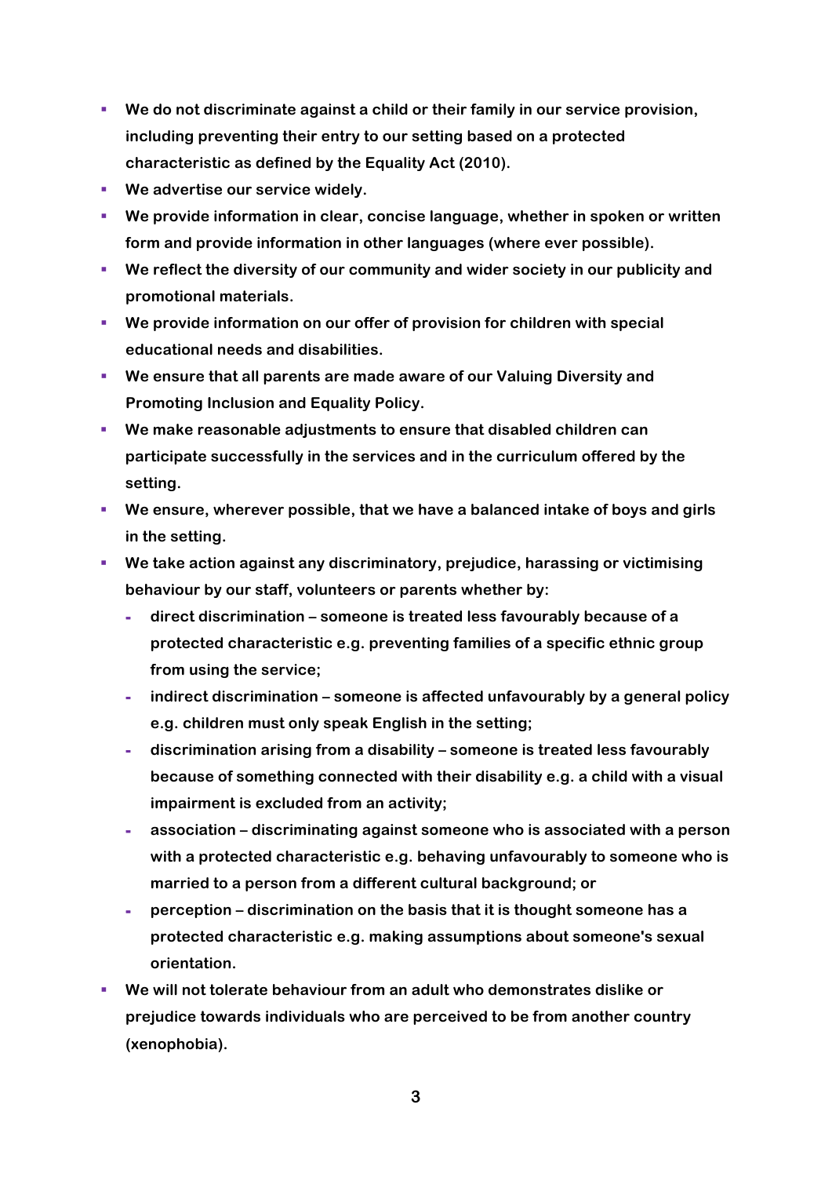- We do not discriminate against a child or their family in our service provision, including preventing their entry to our setting based on a protected characteristic as defined by the Equality Act (2010).
- We advertise our service widely.
- We provide information in clear, concise language, whether in spoken or written form and provide information in other languages (where ever possible).
- We reflect the diversity of our community and wider society in our publicity and promotional materials.
- We provide information on our offer of provision for children with special educational needs and disabilities.
- We ensure that all parents are made aware of our Valuing Diversity and Promoting Inclusion and Equality Policy.
- We make reasonable adjustments to ensure that disabled children can participate successfully in the services and in the curriculum offered by the setting.
- We ensure, wherever possible, that we have a balanced intake of boys and girls in the setting.
- We take action against any discriminatory, prejudice, harassing or victimising behaviour by our staff, volunteers or parents whether by:
  - direct discrimination – someone is treated less favourably because of a protected characteristic e.g. preventing families of a specific ethnic group from using the service;
  - indirect discrimination – someone is affected unfavourably by a general policy e.g. children must only speak English in the setting;
  - discrimination arising from a disability – someone is treated less favourably because of something connected with their disability e.g. a child with a visual impairment is excluded from an activity;
  - association – discriminating against someone who is associated with a person with a protected characteristic e.g. behaving unfavourably to someone who is married to a person from a different cultural background; or
  - perception – discrimination on the basis that it is thought someone has a protected characteristic e.g. making assumptions about someone's sexual orientation.
- We will not tolerate behaviour from an adult who demonstrates dislike or prejudice towards individuals who are perceived to be from another country (xenophobia).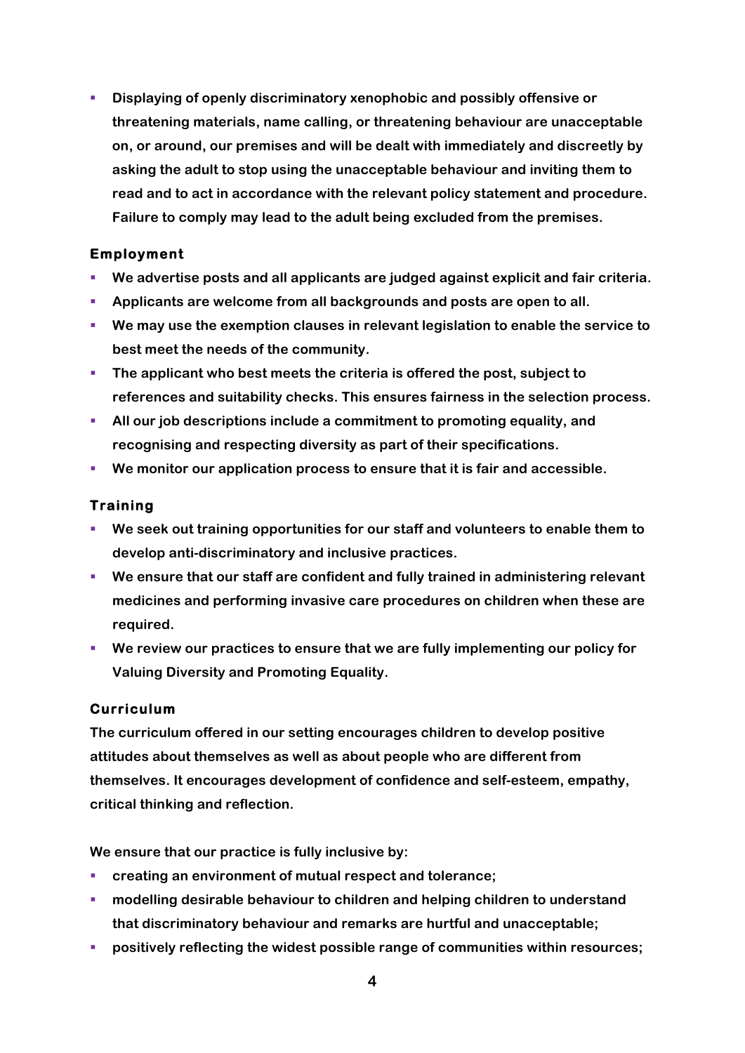- **Displaying of openly discriminatory xenophobic and possibly offensive or threatening materials, name calling, or threatening behaviour are unacceptable on, or around, our premises and will be dealt with immediately and discreetly by asking the adult to stop using the unacceptable behaviour and inviting them to read and to act in accordance with the relevant policy statement and procedure. Failure to comply may lead to the adult being excluded from the premises.**

### Employment

- **We advertise posts and all applicants are judged against explicit and fair criteria.**
- **Applicants are welcome from all backgrounds and posts are open to all.**
- **We may use the exemption clauses in relevant legislation to enable the service to best meet the needs of the community.**
- **The applicant who best meets the criteria is offered the post, subject to references and suitability checks. This ensures fairness in the selection process.**
- **All our job descriptions include a commitment to promoting equality, and recognising and respecting diversity as part of their specifications.**
- **We monitor our application process to ensure that it is fair and accessible.**

### Training

- **We seek out training opportunities for our staff and volunteers to enable them to develop anti-discriminatory and inclusive practices.**
- **We ensure that our staff are confident and fully trained in administering relevant medicines and performing invasive care procedures on children when these are required.**
- **We review our practices to ensure that we are fully implementing our policy for Valuing Diversity and Promoting Equality.**

### Curriculum

**The curriculum offered in our setting encourages children to develop positive attitudes about themselves as well as about people who are different from themselves. It encourages development of confidence and self-esteem, empathy, critical thinking and reflection.**

**We ensure that our practice is fully inclusive by:**

- **creating an environment of mutual respect and tolerance;**
- **modelling desirable behaviour to children and helping children to understand that discriminatory behaviour and remarks are hurtful and unacceptable;**
- **positively reflecting the widest possible range of communities within resources;**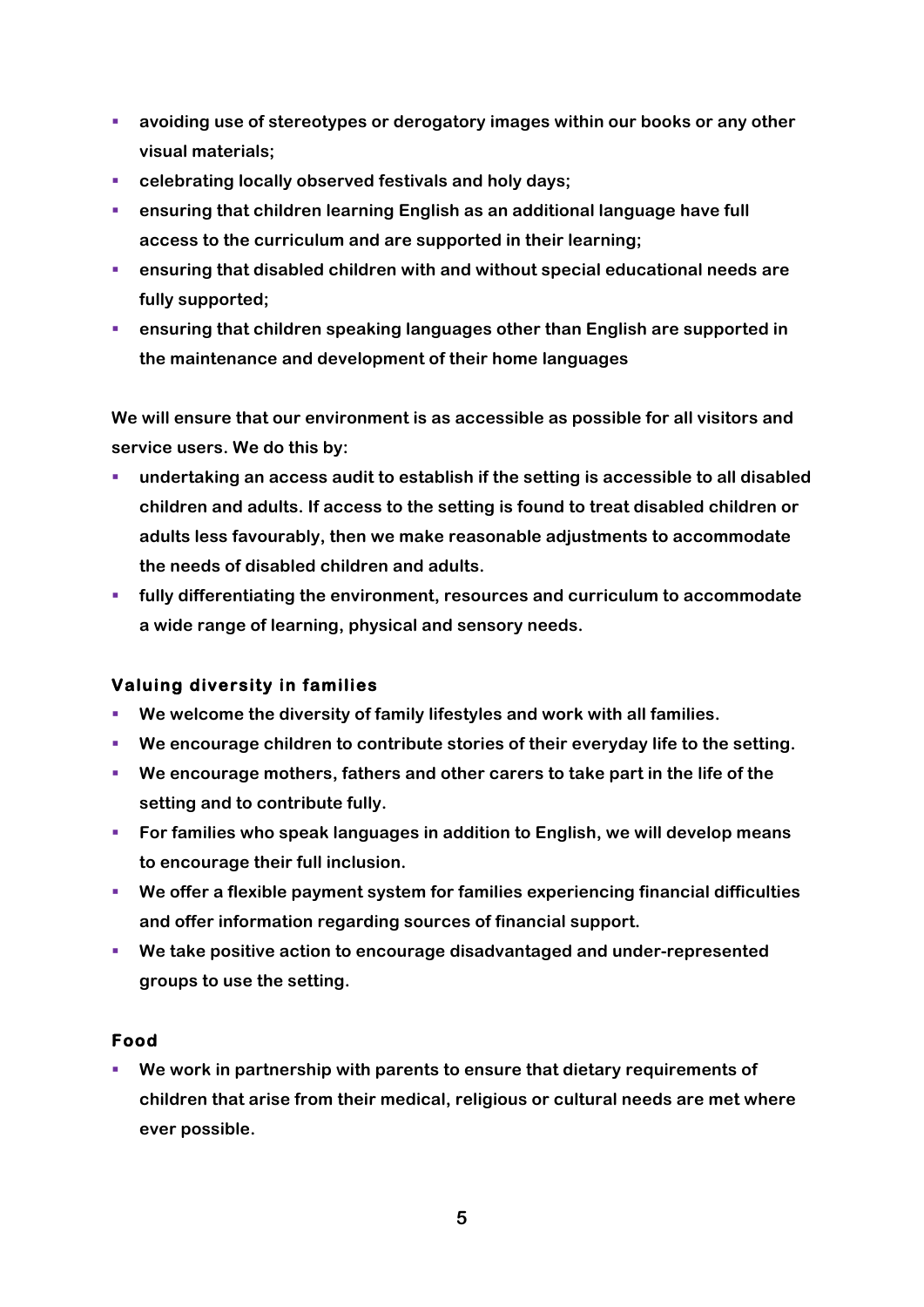- avoiding use of stereotypes or derogatory images within our books or any other visual materials;
- celebrating locally observed festivals and holy days;
- ensuring that children learning English as an additional language have full access to the curriculum and are supported in their learning;
- ensuring that disabled children with and without special educational needs are fully supported;
- ensuring that children speaking languages other than English are supported in the maintenance and development of their home languages

We will ensure that our environment is as accessible as possible for all visitors and service users. We do this by:

- undertaking an access audit to establish if the setting is accessible to all disabled children and adults. If access to the setting is found to treat disabled children or adults less favourably, then we make reasonable adjustments to accommodate the needs of disabled children and adults.
- fully differentiating the environment, resources and curriculum to accommodate a wide range of learning, physical and sensory needs.

### Valuing diversity in families

- We welcome the diversity of family lifestyles and work with all families.
- We encourage children to contribute stories of their everyday life to the setting.
- We encourage mothers, fathers and other carers to take part in the life of the setting and to contribute fully.
- For families who speak languages in addition to English, we will develop means to encourage their full inclusion.
- We offer a flexible payment system for families experiencing financial difficulties and offer information regarding sources of financial support.
- We take positive action to encourage disadvantaged and under-represented groups to use the setting.

### Food

- We work in partnership with parents to ensure that dietary requirements of children that arise from their medical, religious or cultural needs are met where ever possible.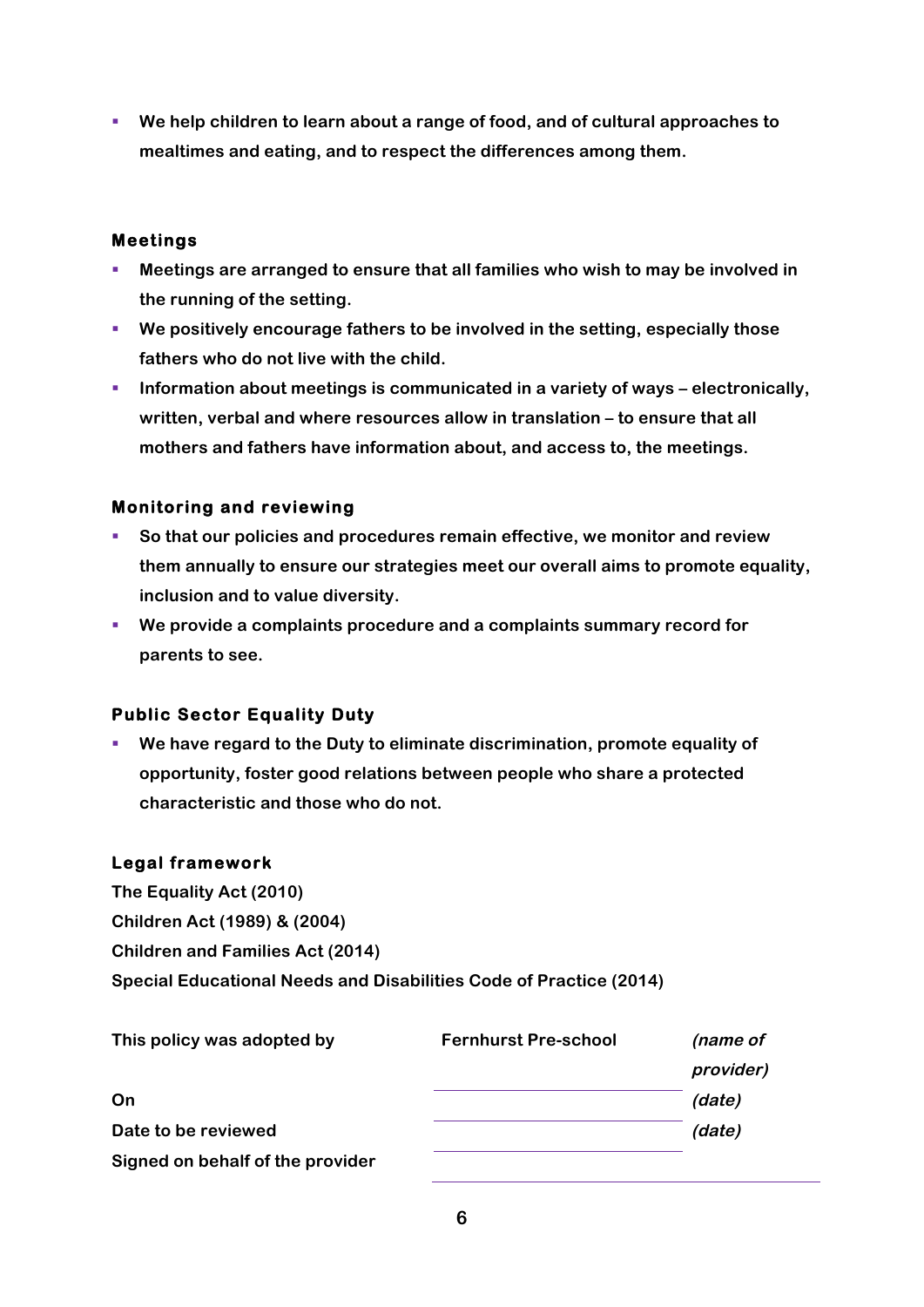- We help children to learn about a range of food, and of cultural approaches to mealtimes and eating, and to respect the differences among them.

### Meetings

- Meetings are arranged to ensure that all families who wish to may be involved in the running of the setting.
- We positively encourage fathers to be involved in the setting, especially those fathers who do not live with the child.
- Information about meetings is communicated in a variety of ways – electronically, written, verbal and where resources allow in translation – to ensure that all mothers and fathers have information about, and access to, the meetings.

### Monitoring and reviewing

- So that our policies and procedures remain effective, we monitor and review them annually to ensure our strategies meet our overall aims to promote equality, inclusion and to value diversity.
- We provide a complaints procedure and a complaints summary record for parents to see.

### Public Sector Equality Duty

- We have regard to the Duty to eliminate discrimination, promote equality of opportunity, foster good relations between people who share a protected characteristic and those who do not.

### Legal framework

The Equality Act (2010)
Children Act (1989) & (2004)
Children and Families Act (2014)
Special Educational Needs and Disabilities Code of Practice (2014)

| | | |
|---|---|---|
| This policy was adopted by | Fernhurst Pre-school | *(name of provider)* |
| On | | *(date)* |
| Date to be reviewed | | *(date)* |
| Signed on behalf of the provider | | |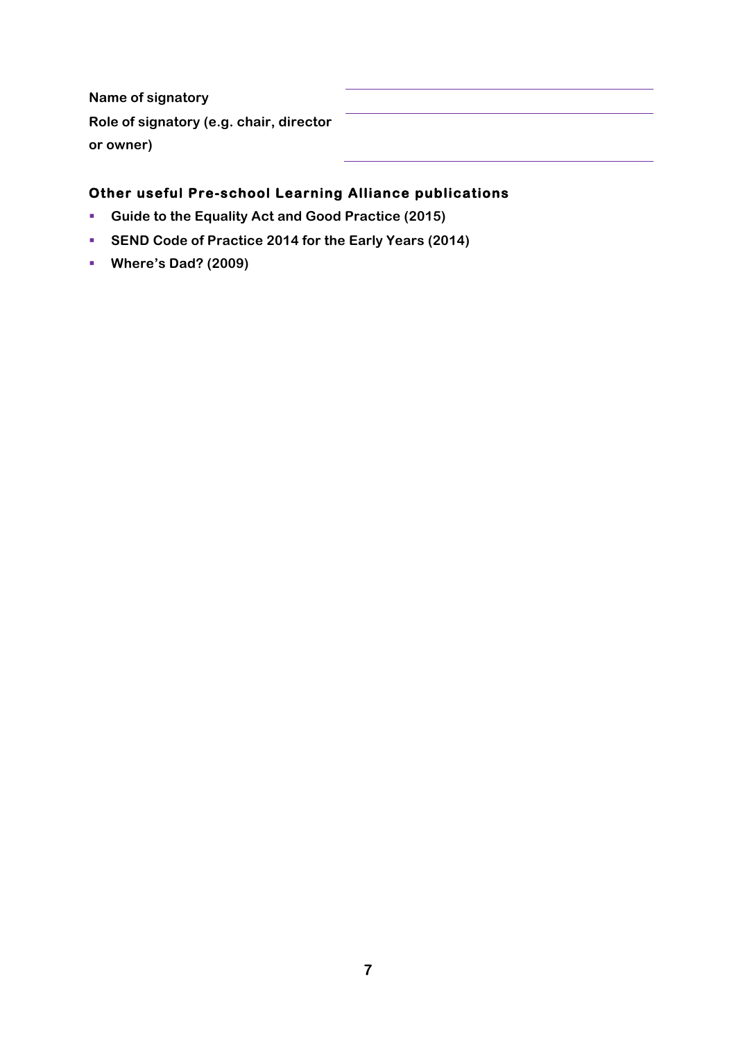**Name of signatory** \_\_\_\_\_\_\_\_\_\_\_\_\_\_\_\_\_\_\_\_\_\_\_\_\_\_\_\_\_\_\_\_\_\_

**Role of signatory (e.g. chair, director or owner)** \_\_\_\_\_\_\_\_\_\_\_\_\_\_\_\_\_\_\_\_\_\_\_\_\_\_\_\_\_\_\_\_\_\_

### Other useful Pre-school Learning Alliance publications

- **Guide to the Equality Act and Good Practice (2015)**
- **SEND Code of Practice 2014 for the Early Years (2014)**
- **Where's Dad? (2009)**